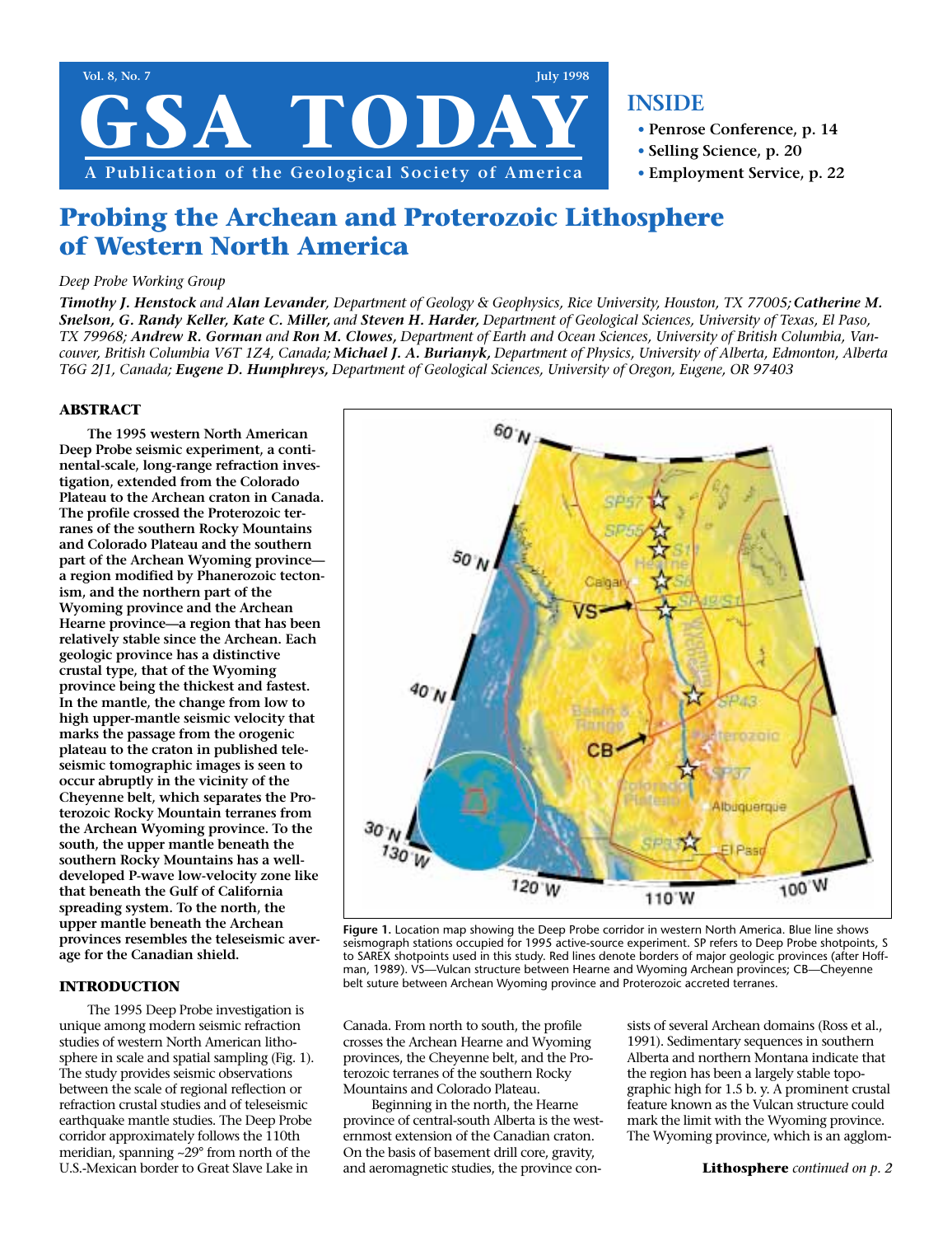# GSA TODAY

A Publication of the Geological Society of America

**INSIDE**

- **Penrose Conference, p. 14**
- **Selling Science, p. 20**
- **Employment Service, p. 22**

# Probing the Archean and Proterozoic Lithosphere of Western North America

*Deep Probe Working Group*

***Timothy J. Henstock*** *and* ***Alan Levander****, Department of Geology & Geophysics, Rice University, Houston, TX 77005;* ***Catherine M. Snelson, G. Randy Keller, Kate C. Miller,*** *and* ***Steven H. Harder,*** *Department of Geological Sciences, University of Texas, El Paso, TX 79968;* ***Andrew R. Gorman*** *and* ***Ron M. Clowes,*** *Department of Earth and Ocean Sciences, University of British Columbia, Vancouver, British Columbia V6T 1Z4, Canada;* ***Michael J. A. Burianyk,*** *Department of Physics, University of Alberta, Edmonton, Alberta T6G 2J1, Canada;* ***Eugene D. Humphreys,*** *Department of Geological Sciences, University of Oregon, Eugene, OR 97403*

## ABSTRACT

**The 1995 western North American Deep Probe seismic experiment, a continental-scale, long-range refraction investigation, extended from the Colorado Plateau to the Archean craton in Canada. The profile crossed the Proterozoic terranes of the southern Rocky Mountains and Colorado Plateau and the southern part of the Archean Wyoming province—a region modified by Phanerozoic tectonism, and the northern part of the Wyoming province and the Archean Hearne province—a region that has been relatively stable since the Archean. Each geologic province has a distinctive crustal type, that of the Wyoming province being the thickest and fastest. In the mantle, the change from low to high upper-mantle seismic velocity that marks the passage from the orogenic plateau to the craton in published teleseismic tomographic images is seen to occur abruptly in the vicinity of the Cheyenne belt, which separates the Proterozoic Rocky Mountain terranes from the Archean Wyoming province. To the south, the upper mantle beneath the southern Rocky Mountains has a well-developed P-wave low-velocity zone like that beneath the Gulf of California spreading system. To the north, the upper mantle beneath the Archean provinces resembles the teleseismic average for the Canadian shield.**

**Figure 1.** Location map showing the Deep Probe corridor in western North America. Blue line shows seismograph stations occupied for 1995 active-source experiment. SP refers to Deep Probe shotpoints, S to SAREX shotpoints used in this study. Red lines denote borders of major geologic provinces (after Hoffman, 1989). VS—Vulcan structure between Hearne and Wyoming Archean provinces; CB—Cheyenne belt suture between Archean Wyoming province and Proterozoic accreted terranes.

## INTRODUCTION

The 1995 Deep Probe investigation is unique among modern seismic refraction studies of western North American lithosphere in scale and spatial sampling (Fig. 1). The study provides seismic observations between the scale of regional reflection or refraction crustal studies and of teleseismic earthquake mantle studies. The Deep Probe corridor approximately follows the 110th meridian, spanning ~29° from north of the U.S.-Mexican border to Great Slave Lake in Canada. From north to south, the profile crosses the Archean Hearne and Wyoming provinces, the Cheyenne belt, and the Proterozoic terranes of the southern Rocky Mountains and Colorado Plateau.

Beginning in the north, the Hearne province of central-south Alberta is the westernmost extension of the Canadian craton. On the basis of basement drill core, gravity, and aeromagnetic studies, the province consists of several Archean domains (Ross et al., 1991). Sedimentary sequences in southern Alberta and northern Montana indicate that the region has been a largely stable topographic high for 1.5 b. y. A prominent crustal feature known as the Vulcan structure could mark the limit with the Wyoming province. The Wyoming province, which is an agglom-

**Lithosphere** *continued on p. 2*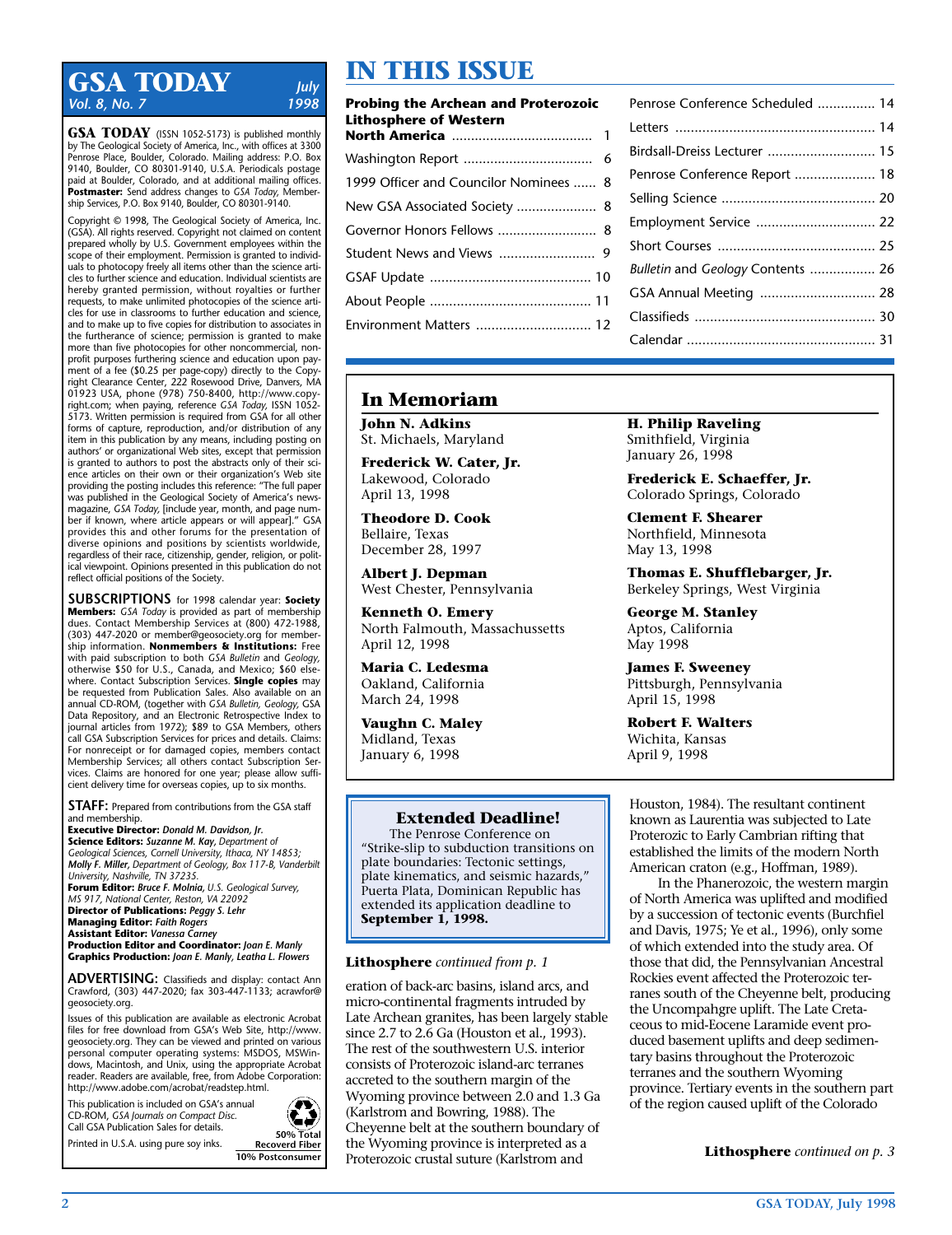# GSA TODAY

*Vol. 8, No. 7* — *July 1998*

**GSA TODAY** (ISSN 1052-5173) is published monthly by The Geological Society of America, Inc., with offices at 3300 Penrose Place, Boulder, Colorado. Mailing address: P.O. Box 9140, Boulder, CO 80301-9140, U.S.A. Periodicals postage paid at Boulder, Colorado, and at additional mailing offices. **Postmaster:** Send address changes to *GSA Today*, Membership Services, P.O. Box 9140, Boulder, CO 80301-9140.

Copyright © 1998, The Geological Society of America, Inc. (GSA). All rights reserved. Copyright not claimed on content prepared wholly by U.S. Government employees within the scope of their employment. Permission is granted to individuals to photocopy freely all items other than the science articles to further science and education. Individual scientists are hereby granted permission, without royalties or further requests, to make unlimited photocopies of the science articles for use in classrooms to further education and science, and to make up to five copies for distribution to associates in the furtherance of science; permission is granted to make more than five photocopies for other noncommercial, nonprofit purposes furthering science and education upon payment of a fee ($0.25 per page-copy) directly to the Copyright Clearance Center, 222 Rosewood Drive, Danvers, MA 01923 USA, phone (978) 750-8400, http://www.copyright.com; when paying, reference *GSA Today*, ISSN 1052-5173. Written permission is required from GSA for all other forms of capture, reproduction, and/or distribution of any item in this publication by any means, including posting on authors' or organizational Web sites, except that permission is granted to authors to post the abstracts only of their science articles on their own or their organization's Web site providing the posting includes this reference: "The full paper was published in the Geological Society of America's newsmagazine, *GSA Today*, [include year, month, and page number if known, where article appears or will appear]." GSA provides this and other forums for the presentation of diverse opinions and positions by scientists worldwide, regardless of their race, citizenship, gender, religion, or political viewpoint. Opinions presented in this publication do not reflect official positions of the Society.

**SUBSCRIPTIONS** for 1998 calendar year: **Society Members:** *GSA Today* is provided as part of membership dues. Contact Membership Services at (800) 472-1988, (303) 447-2020 or member@geosociety.org for membership information. **Nonmembers & Institutions:** Free with paid subscription to both *GSA Bulletin* and *Geology*, otherwise $50 for U.S., Canada, and Mexico; $60 elsewhere. Contact Subscription Services. **Single copies** may be requested from Publication Sales. Also available on an annual CD-ROM, (together with *GSA Bulletin, Geology*, GSA Data Repository, and an Electronic Retrospective Index to journal articles from 1972); $89 to GSA Members, others call GSA Subscription Services for prices and details. Claims: For nonreceipt or for damaged copies, members contact Membership Services; all others contact Subscription Services. Claims are honored for one year; please allow sufficient delivery time for overseas copies, up to six months.

**STAFF:** Prepared from contributions from the GSA staff and membership.
**Executive Director:** *Donald M. Davidson, Jr.*
**Science Editors:** *Suzanne M. Kay, Department of Geological Sciences, Cornell University, Ithaca, NY 14853; Molly F. Miller, Department of Geology, Box 117-B, Vanderbilt University, Nashville, TN 37235.*
**Forum Editor:** *Bruce F. Molnia, U.S. Geological Survey, MS 917, National Center, Reston, VA 22092*
**Director of Publications:** *Peggy S. Lehr*
**Managing Editor:** *Faith Rogers*
**Assistant Editor:** *Vanessa Carney*
**Production Editor and Coordinator:** *Joan E. Manly*
**Graphics Production:** *Joan E. Manly, Leatha L. Flowers*

**ADVERTISING:** Classifieds and display: contact Ann Crawford, (303) 447-2020; fax 303-447-1133; acrawfor@geosociety.org.

Issues of this publication are available as electronic Acrobat files for free download from GSA's Web Site, http://www.geosociety.org. They can be viewed and printed on various personal computer operating systems: MSDOS, MSWindows, Macintosh, and Unix, using the appropriate Acrobat reader. Readers are available, free, from Adobe Corporation: http://www.adobe.com/acrobat/readstep.html.

This publication is included on GSA's annual CD-ROM, *GSA Journals on Compact Disc.* Call GSA Publication Sales for details.

Printed in U.S.A. using pure soy inks.

50% Total Recovered Fiber
10% Postconsumer

# IN THIS ISSUE

| | |
|---|---|
| **Probing the Archean and Proterozoic Lithosphere of Western North America** | 1 |
| Washington Report | 6 |
| 1999 Officer and Councilor Nominees | 8 |
| New GSA Associated Society | 8 |
| Governor Honors Fellows | 8 |
| Student News and Views | 9 |
| GSAF Update | 10 |
| About People | 11 |
| Environment Matters | 12 |
| Penrose Conference Scheduled | 14 |
| Letters | 14 |
| Birdsall-Dreiss Lecturer | 15 |
| Penrose Conference Report | 18 |
| Selling Science | 20 |
| Employment Service | 22 |
| Short Courses | 25 |
| *Bulletin* and *Geology* Contents | 26 |
| GSA Annual Meeting | 28 |
| Classifieds | 30 |
| Calendar | 31 |

## In Memoriam

**John N. Adkins**
St. Michaels, Maryland

**Frederick W. Cater, Jr.**
Lakewood, Colorado
April 13, 1998

**Theodore D. Cook**
Bellaire, Texas
December 28, 1997

**Albert J. Depman**
West Chester, Pennsylvania

**Kenneth O. Emery**
North Falmouth, Massachussetts
April 12, 1998

**Maria C. Ledesma**
Oakland, California
March 24, 1998

**Vaughn C. Maley**
Midland, Texas
January 6, 1998

**H. Philip Raveling**
Smithfield, Virginia
January 26, 1998

**Frederick E. Schaeffer, Jr.**
Colorado Springs, Colorado

**Clement F. Shearer**
Northfield, Minnesota
May 13, 1998

**Thomas E. Shufflebarger, Jr.**
Berkeley Springs, West Virginia

**George M. Stanley**
Aptos, California
May 1998

**James F. Sweeney**
Pittsburgh, Pennsylvania
April 15, 1998

**Robert F. Walters**
Wichita, Kansas
April 9, 1998

### Extended Deadline!

The Penrose Conference on "Strike-slip to subduction transitions on plate boundaries: Tectonic settings, plate kinematics, and seismic hazards," Puerta Plata, Dominican Republic has extended its application deadline to **September 1, 1998.**

**Lithosphere** *continued from p. 1*

eration of back-arc basins, island arcs, and micro-continental fragments intruded by Late Archean granites, has been largely stable since 2.7 to 2.6 Ga (Houston et al., 1993). The rest of the southwestern U.S. interior consists of Proterozoic island-arc terranes accreted to the southern margin of the Wyoming province between 2.0 and 1.3 Ga (Karlstrom and Bowring, 1988). The Cheyenne belt at the southern boundary of the Wyoming province is interpreted as a Proterozoic crustal suture (Karlstrom and Houston, 1984). The resultant continent known as Laurentia was subjected to Late Proterozoic to Early Cambrian rifting that established the limits of the modern North American craton (e.g., Hoffman, 1989).

In the Phanerozoic, the western margin of North America was uplifted and modified by a succession of tectonic events (Burchfiel and Davis, 1975; Ye et al., 1996), only some of which extended into the study area. Of those that did, the Pennsylvanian Ancestral Rockies event affected the Proterozoic terranes south of the Cheyenne belt, producing the Uncompahgre uplift. The Late Cretaceous to mid-Eocene Laramide event produced basement uplifts and deep sedimentary basins throughout the Proterozoic terranes and the southern Wyoming province. Tertiary events in the southern part of the region caused uplift of the Colorado

**Lithosphere** *continued on p. 3*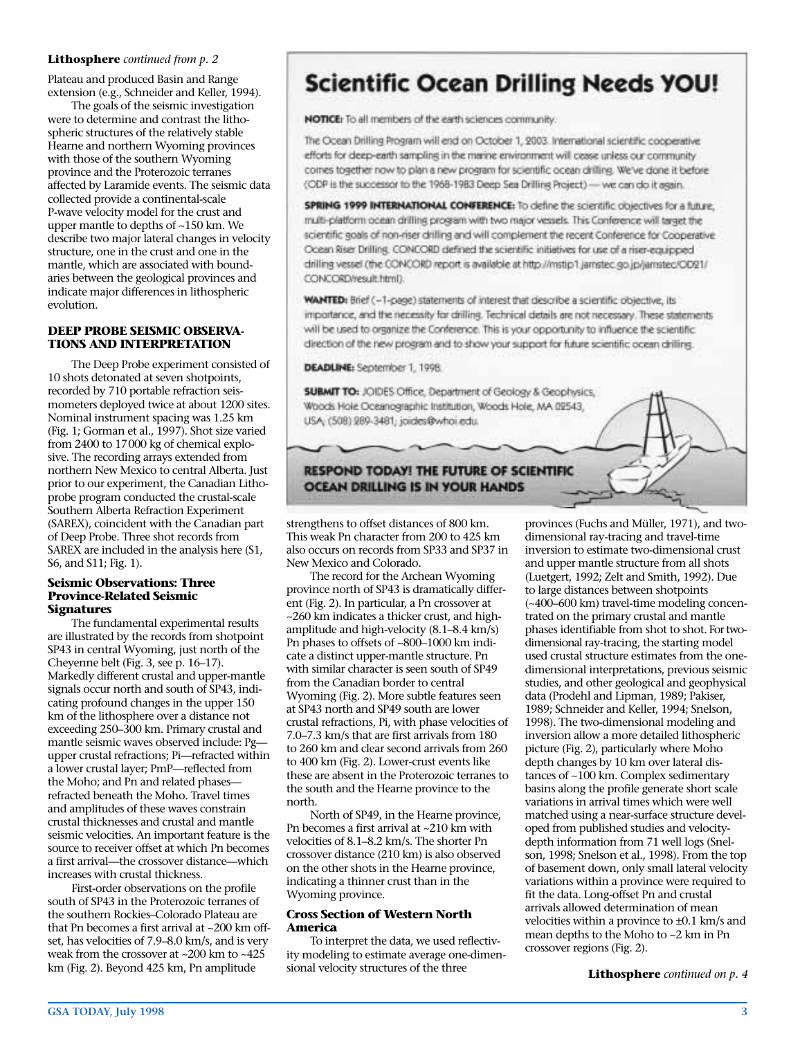**Lithosphere** *continued from p. 2*

Plateau and produced Basin and Range extension (e.g., Schneider and Keller, 1994).

The goals of the seismic investigation were to determine and contrast the lithospheric structures of the relatively stable Hearne and northern Wyoming provinces with those of the southern Wyoming province and the Proterozoic terranes affected by Laramide events. The seismic data collected provide a continental-scale P-wave velocity model for the crust and upper mantle to depths of ~150 km. We describe two major lateral changes in velocity structure, one in the crust and one in the mantle, which are associated with boundaries between the geological provinces and indicate major differences in lithospheric evolution.

## DEEP PROBE SEISMIC OBSERVATIONS AND INTERPRETATION

The Deep Probe experiment consisted of 10 shots detonated at seven shotpoints, recorded by 710 portable refraction seismometers deployed twice at about 1200 sites. Nominal instrument spacing was 1.25 km (Fig. 1; Gorman et al., 1997). Shot size varied from 2400 to 17 000 kg of chemical explosive. The recording arrays extended from northern New Mexico to central Alberta. Just prior to our experiment, the Canadian Lithoprobe program conducted the crustal-scale Southern Alberta Refraction Experiment (SAREX), coincident with the Canadian part of Deep Probe. Three shot records from SAREX are included in the analysis here (S1, S6, and S11; Fig. 1).

### Seismic Observations: Three Province-Related Seismic Signatures

The fundamental experimental results are illustrated by the records from shotpoint SP43 in central Wyoming, just north of the Cheyenne belt (Fig. 3, see p. 16–17). Markedly different crustal and upper-mantle signals occur north and south of SP43, indicating profound changes in the upper 150 km of the lithosphere over a distance not exceeding 250–300 km. Primary crustal and mantle seismic waves observed include: Pg—upper crustal refractions; Pi—refracted within a lower crustal layer; PmP—reflected from the Moho; and Pn and related phases—refracted beneath the Moho. Travel times and amplitudes of these waves constrain crustal thicknesses and crustal and mantle seismic velocities. An important feature is the source to receiver offset at which Pn becomes a first arrival—the crossover distance—which increases with crustal thickness.

First-order observations on the profile south of SP43 in the Proterozoic terranes of the southern Rockies–Colorado Plateau are that Pn becomes a first arrival at ~200 km offset, has velocities of 7.9–8.0 km/s, and is very weak from the crossover at ~200 km to ~425 km (Fig. 2). Beyond 425 km, Pn amplitude strengthens to offset distances of 800 km. This weak Pn character from 200 to 425 km also occurs on records from SP33 and SP37 in New Mexico and Colorado.

The record for the Archean Wyoming province north of SP43 is dramatically different (Fig. 2). In particular, a Pn crossover at ~260 km indicates a thicker crust, and high-amplitude and high-velocity (8.1–8.4 km/s) Pn phases to offsets of ~800–1000 km indicate a distinct upper-mantle structure. Pn with similar character is seen south of SP49 from the Canadian border to central Wyoming (Fig. 2). More subtle features seen at SP43 north and SP49 south are lower crustal refractions, Pi, with phase velocities of 7.0–7.3 km/s that are first arrivals from 180 to 260 km and clear second arrivals from 260 to 400 km (Fig. 2). Lower-crust events like these are absent in the Proterozoic terranes to the south and the Hearne province to the north.

North of SP49, in the Hearne province, Pn becomes a first arrival at ~210 km with velocities of 8.1–8.2 km/s. The shorter Pn crossover distance (210 km) is also observed on the other shots in the Hearne province, indicating a thinner crust than in the Wyoming province.

### Cross Section of Western North America

To interpret the data, we used reflectivity modeling to estimate average one-dimensional velocity structures of the three provinces (Fuchs and Müller, 1971), and two-dimensional ray-tracing and travel-time inversion to estimate two-dimensional crust and upper mantle structure from all shots (Luetgert, 1992; Zelt and Smith, 1992). Due to large distances between shotpoints (~400–600 km) travel-time modeling concentrated on the primary crustal and mantle phases identifiable from shot to shot. For two-dimensional ray-tracing, the starting model used crustal structure estimates from the one-dimensional interpretations, previous seismic studies, and other geological and geophysical data (Prodehl and Lipman, 1989; Pakiser, 1989; Schneider and Keller, 1994; Snelson, 1998). The two-dimensional modeling and inversion allow a more detailed lithospheric picture (Fig. 2), particularly where Moho depth changes by 10 km over lateral distances of ~100 km. Complex sedimentary basins along the profile generate short scale variations in arrival times which were well matched using a near-surface structure developed from published studies and velocity-depth information from 71 well logs (Snelson, 1998; Snelson et al., 1998). From the top of basement down, only small lateral velocity variations within a province were required to fit the data. Long-offset Pn and crustal arrivals allowed determination of mean velocities within a province to ±0.1 km/s and mean depths to the Moho to ~2 km in Pn crossover regions (Fig. 2).

**Lithosphere** *continued on p. 4*

---

# Scientific Ocean Drilling Needs YOU!

**NOTICE:** To all members of the earth sciences community.

The Ocean Drilling Program will end on October 1, 2003. International scientific cooperative efforts for deep-earth sampling in the marine environment will cease unless our community comes together now to plan a new program for scientific ocean drilling. We've done it before (ODP is the successor to the 1968-1983 Deep Sea Drilling Project) — we can do it again.

**SPRING 1999 INTERNATIONAL CONFERENCE:** To define the scientific objectives for a future, multi-platform ocean drilling program with two major vessels. This Conference will target the scientific goals of non-riser drilling and will complement the recent Conference for Cooperative Ocean Riser Drilling. CONCORD defined the scientific initiatives for use of a riser-equipped drilling vessel (the CONCORD report is available at http://mstip1.jamstec.go.jp/jamstec/OD21/CONCORD/result.html).

**WANTED:** Brief (~1-page) statements of interest that describe a scientific objective, its importance, and the necessity for drilling. Technical details are not necessary. These statements will be used to organize the Conference. This is your opportunity to influence the scientific direction of the new program and to show your support for future scientific ocean drilling.

**DEADLINE:** September 1, 1998.

**SUBMIT TO:** JOIDES Office, Department of Geology & Geophysics, Woods Hole Oceanographic Institution, Woods Hole, MA 02543, USA; (508) 289-3481; joides@whoi.edu.

**RESPOND TODAY! THE FUTURE OF SCIENTIFIC OCEAN DRILLING IS IN YOUR HANDS**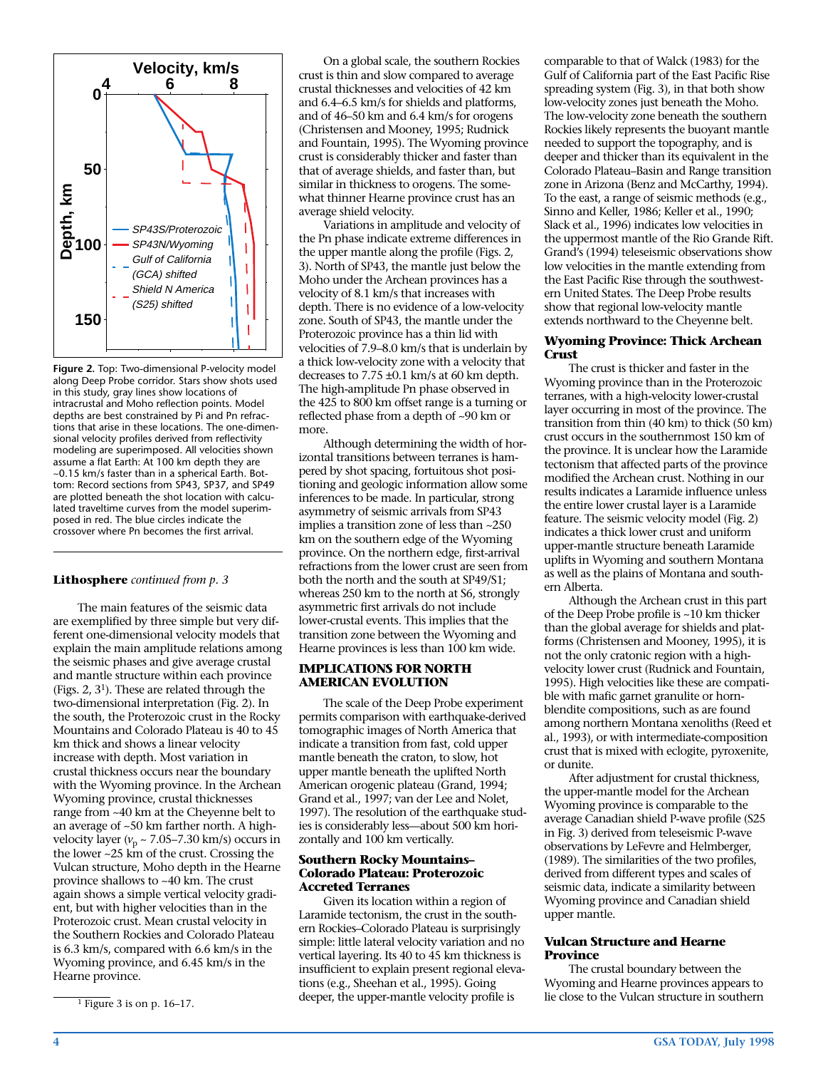Figure 2. Top: Two-dimensional P-velocity model along Deep Probe corridor. Stars show shots used in this study, gray lines show locations of intracrustal and Moho reflection points. Model depths are best constrained by Pi and Pn refractions that arise in these locations. The one-dimensional velocity profiles derived from reflectivity modeling are superimposed. All velocities shown assume a flat Earth: At 100 km depth they are ~0.15 km/s faster than in a spherical Earth. Bottom: Record sections from SP43, SP37, and SP49 are plotted beneath the shot location with calculated traveltime curves from the model superimposed in red. The blue circles indicate the crossover where Pn becomes the first arrival.

**Lithosphere** *continued from p. 3*

The main features of the seismic data are exemplified by three simple but very different one-dimensional velocity models that explain the main amplitude relations among the seismic phases and give average crustal and mantle structure within each province (Figs. 2, 3[1]). These are related through the two-dimensional interpretation (Fig. 2). In the south, the Proterozoic crust in the Rocky Mountains and Colorado Plateau is 40 to 45 km thick and shows a linear velocity increase with depth. Most variation in crustal thickness occurs near the boundary with the Wyoming province. In the Archean Wyoming province, crustal thicknesses range from ~40 km at the Cheyenne belt to an average of ~50 km farther north. A high-velocity layer ($v_p$ ~ 7.05–7.30 km/s) occurs in the lower ~25 km of the crust. Crossing the Vulcan structure, Moho depth in the Hearne province shallows to ~40 km. The crust again shows a simple vertical velocity gradient, but with higher velocities than in the Proterozoic crust. Mean crustal velocity in the Southern Rockies and Colorado Plateau is 6.3 km/s, compared with 6.6 km/s in the Wyoming province, and 6.45 km/s in the Hearne province.

[1] Figure 3 is on p. 16–17.

On a global scale, the southern Rockies crust is thin and slow compared to average crustal thicknesses and velocities of 42 km and 6.4–6.5 km/s for shields and platforms, and of 46–50 km and 6.4 km/s for orogens (Christensen and Mooney, 1995; Rudnick and Fountain, 1995). The Wyoming province crust is considerably thicker and faster than that of average shields, and faster than, but similar in thickness to orogens. The somewhat thinner Hearne province crust has an average shield velocity.

Variations in amplitude and velocity of the Pn phase indicate extreme differences in the upper mantle along the profile (Figs. 2, 3). North of SP43, the mantle just below the Moho under the Archean provinces has a velocity of 8.1 km/s that increases with depth. There is no evidence of a low-velocity zone. South of SP43, the mantle under the Proterozoic province has a thin lid with velocities of 7.9–8.0 km/s that is underlain by a thick low-velocity zone with a velocity that decreases to 7.75 ±0.1 km/s at 60 km depth. The high-amplitude Pn phase observed in the 425 to 800 km offset range is a turning or reflected phase from a depth of ~90 km or more.

Although determining the width of horizontal transitions between terranes is hampered by shot spacing, fortuitous shot positioning and geologic information allow some inferences to be made. In particular, strong asymmetry of seismic arrivals from SP43 implies a transition zone of less than ~250 km on the southern edge of the Wyoming province. On the northern edge, first-arrival refractions from the lower crust are seen from both the north and the south at SP49/S1; whereas 250 km to the north at S6, strongly asymmetric first arrivals do not include lower-crustal events. This implies that the transition zone between the Wyoming and Hearne provinces is less than 100 km wide.

## IMPLICATIONS FOR NORTH AMERICAN EVOLUTION

The scale of the Deep Probe experiment permits comparison with earthquake-derived tomographic images of North America that indicate a transition from fast, cold upper mantle beneath the craton, to slow, hot upper mantle beneath the uplifted North American orogenic plateau (Grand, 1994; Grand et al., 1997; van der Lee and Nolet, 1997). The resolution of the earthquake studies is considerably less—about 500 km horizontally and 100 km vertically.

### Southern Rocky Mountains–Colorado Plateau: Proterozoic Accreted Terranes

Given its location within a region of Laramide tectonism, the crust in the southern Rockies–Colorado Plateau is surprisingly simple: little lateral velocity variation and no vertical layering. Its 40 to 45 km thickness is insufficient to explain present regional elevations (e.g., Sheehan et al., 1995). Going deeper, the upper-mantle velocity profile is comparable to that of Walck (1983) for the Gulf of California part of the East Pacific Rise spreading system (Fig. 3), in that both show low-velocity zones just beneath the Moho. The low-velocity zone beneath the southern Rockies likely represents the buoyant mantle needed to support the topography, and is deeper and thicker than its equivalent in the Colorado Plateau–Basin and Range transition zone in Arizona (Benz and McCarthy, 1994). To the east, a range of seismic methods (e.g., Sinno and Keller, 1986; Keller et al., 1990; Slack et al., 1996) indicates low velocities in the uppermost mantle of the Rio Grande Rift. Grand's (1994) teleseismic observations show low velocities in the mantle extending from the East Pacific Rise through the southwestern United States. The Deep Probe results show that regional low-velocity mantle extends northward to the Cheyenne belt.

### Wyoming Province: Thick Archean Crust

The crust is thicker and faster in the Wyoming province than in the Proterozoic terranes, with a high-velocity lower-crustal layer occurring in most of the province. The transition from thin (40 km) to thick (50 km) crust occurs in the southernmost 150 km of the province. It is unclear how the Laramide tectonism that affected parts of the province modified the Archean crust. Nothing in our results indicates a Laramide influence unless the entire lower crustal layer is a Laramide feature. The seismic velocity model (Fig. 2) indicates a thick lower crust and uniform upper-mantle structure beneath Laramide uplifts in Wyoming and southern Montana as well as the plains of Montana and southern Alberta.

Although the Archean crust in this part of the Deep Probe profile is ~10 km thicker than the global average for shields and platforms (Christensen and Mooney, 1995), it is not the only cratonic region with a high-velocity lower crust (Rudnick and Fountain, 1995). High velocities like these are compatible with mafic garnet granulite or hornblendite compositions, such as are found among northern Montana xenoliths (Reed et al., 1993), or with intermediate-composition crust that is mixed with eclogite, pyroxenite, or dunite.

After adjustment for crustal thickness, the upper-mantle model for the Archean Wyoming province is comparable to the average Canadian shield P-wave profile (S25 in Fig. 3) derived from teleseismic P-wave observations by LeFevre and Helmberger, (1989). The similarities of the two profiles, derived from different types and scales of seismic data, indicate a similarity between Wyoming province and Canadian shield upper mantle.

### Vulcan Structure and Hearne Province

The crustal boundary between the Wyoming and Hearne provinces appears to lie close to the Vulcan structure in southern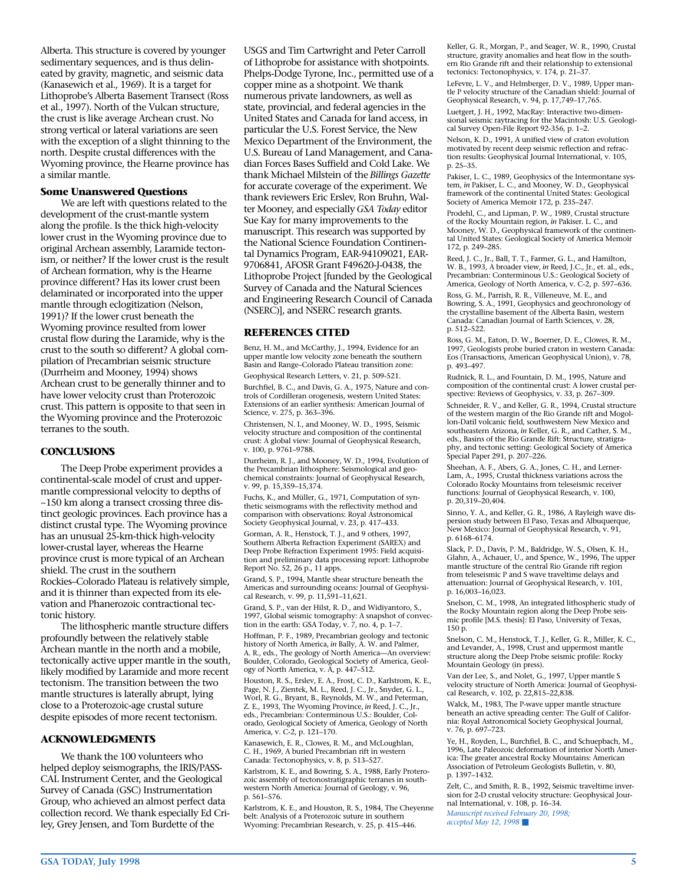Alberta. This structure is covered by younger sedimentary sequences, and is thus delineated by gravity, magnetic, and seismic data (Kanasewich et al., 1969). It is a target for Lithoprobe's Alberta Basement Transect (Ross et al., 1997). North of the Vulcan structure, the crust is like average Archean crust. No strong vertical or lateral variations are seen with the exception of a slight thinning to the north. Despite crustal differences with the Wyoming province, the Hearne province has a similar mantle.

### Some Unanswered Questions

We are left with questions related to the development of the crust-mantle system along the profile. Is the thick high-velocity lower crust in the Wyoming province due to original Archean assembly, Laramide tectonism, or neither? If the lower crust is the result of Archean formation, why is the Hearne province different? Has its lower crust been delaminated or incorporated into the upper mantle through eclogitization (Nelson, 1991)? If the lower crust beneath the Wyoming province resulted from lower crustal flow during the Laramide, why is the crust to the south so different? A global compilation of Precambrian seismic structure (Durrheim and Mooney, 1994) shows Archean crust to be generally thinner and to have lower velocity crust than Proterozoic crust. This pattern is opposite to that seen in the Wyoming province and the Proterozoic terranes to the south.

## CONCLUSIONS

The Deep Probe experiment provides a continental-scale model of crust and upper-mantle compressional velocity to depths of ~150 km along a transect crossing three distinct geologic provinces. Each province has a distinct crustal type. The Wyoming province has an unusual 25-km-thick high-velocity lower-crustal layer, whereas the Hearne province crust is more typical of an Archean shield. The crust in the southern Rockies–Colorado Plateau is relatively simple, and it is thinner than expected from its elevation and Phanerozoic contractional tectonic history.

The lithospheric mantle structure differs profoundly between the relatively stable Archean mantle in the north and a mobile, tectonically active upper mantle in the south, likely modified by Laramide and more recent tectonism. The transition between the two mantle structures is laterally abrupt, lying close to a Proterozoic-age crustal suture despite episodes of more recent tectonism.

## ACKNOWLEDGMENTS

We thank the 100 volunteers who helped deploy seismographs, the IRIS/PASSCAL Instrument Center, and the Geological Survey of Canada (GSC) Instrumentation Group, who achieved an almost perfect data collection record. We thank especially Ed Criley, Grey Jensen, and Tom Burdette of the USGS and Tim Cartwright and Peter Carroll of Lithoprobe for assistance with shotpoints. Phelps-Dodge Tyrone, Inc., permitted use of a copper mine as a shotpoint. We thank numerous private landowners, as well as state, provincial, and federal agencies in the United States and Canada for land access, in particular the U.S. Forest Service, the New Mexico Department of the Environment, the U.S. Bureau of Land Management, and Canadian Forces Bases Suffield and Cold Lake. We thank Michael Milstein of the *Billings Gazette* for accurate coverage of the experiment. We thank reviewers Eric Erslev, Ron Bruhn, Walter Mooney, and especially *GSA Today* editor Sue Kay for many improvements to the manuscript. This research was supported by the National Science Foundation Continental Dynamics Program, EAR-94109021, EAR-9706841, AFOSR Grant F49620-J-0438, the Lithoprobe Project [funded by the Geological Survey of Canada and the Natural Sciences and Engineering Research Council of Canada (NSERC)], and NSERC research grants.

## REFERENCES CITED

Benz, H. M., and McCarthy, J., 1994, Evidence for an upper mantle low velocity zone beneath the southern Basin and Range–Colorado Plateau transition zone: Geophysical Research Letters, v. 21, p. 509-521.

Burchfiel, B. C., and Davis, G. A., 1975, Nature and controls of Cordilleran orogenesis, western United States: Extensions of an earlier synthesis: American Journal of Science, v. 275, p. 363–396.

Christensen, N. I., and Mooney, W. D., 1995, Seismic velocity structure and composition of the continental crust: A global view: Journal of Geophysical Research, v. 100, p. 9761–9788.

Durrheim, R. J., and Mooney, W. D., 1994, Evolution of the Precambrian lithosphere: Seismological and geochemical constraints: Journal of Geophysical Research, v. 99, p. 15,359–15,374.

Fuchs, K., and Müller, G., 1971, Computation of synthetic seismograms with the reflectivity method and comparison with observations: Royal Astronomical Society Geophysical Journal, v. 23, p. 417–433.

Gorman, A. R., Henstock, T. J., and 9 others, 1997, Southern Alberta Refraction Experiment (SAREX) and Deep Probe Refraction Experiment 1995: Field acquisition and preliminary data processing report: Lithoprobe Report No. 52, 26 p., 11 apps.

Grand, S. P., 1994, Mantle shear structure beneath the Americas and surrounding oceans: Journal of Geophysical Research, v. 99, p. 11,591–11,621.

Grand, S. P., van der Hilst, R. D., and Widiyantoro, S., 1997, Global seismic tomography: A snapshot of convection in the earth: GSA Today, v. 7, no. 4, p. 1–7.

Hoffman, P. F., 1989, Precambrian geology and tectonic history of North America, *in* Bally, A. W. and Palmer, A. R., eds., The geology of North America—An overview: Boulder, Colorado, Geological Society of America, Geology of North America, v. A, p. 447–512.

Houston, R. S., Erslev, E. A., Frost, C. D., Karlstrom, K. E., Page, N. J., Zientek, M. L., Reed, J. C., Jr., Snyder, G. L., Worl, R. G., Bryant, B., Reynolds, M. W., and Peterman, Z. E., 1993, The Wyoming Province, *in* Reed, J. C., Jr., eds., Precambrian: Conterminous U.S.: Boulder, Colorado, Geological Society of America, Geology of North America, v. C-2, p. 121–170.

Kanasewich, E. R., Clowes, R. M., and McLoughlan, C. H., 1969, A buried Precambrian rift in western Canada: Tectonophysics, v. 8, p. 513–527.

Karlstrom, K. E., and Bowring, S. A., 1988, Early Proterozoic assembly of tectonostratigraphic terranes in southwestern North America: Journal of Geology, v. 96, p. 561–576.

Karlstrom, K. E., and Houston, R. S., 1984, The Cheyenne belt: Analysis of a Proterozoic suture in southern Wyoming: Precambrian Research, v. 25, p. 415–446.

Keller, G. R., Morgan, P., and Seager, W. R., 1990, Crustal structure, gravity anomalies and heat flow in the southern Rio Grande rift and their relationship to extensional tectonics: Tectonophysics, v. 174, p. 21–37.

LeFevre, L. V., and Helmberger, D. V., 1989, Upper mantle P velocity structure of the Canadian shield: Journal of Geophysical Research, v. 94, p. 17,749–17,765.

Luetgert, J. H., 1992, MacRay: Interactive two-dimensional seismic raytracing for the Macintosh: U.S. Geological Survey Open-File Report 92-356, p. 1–2.

Nelson, K. D., 1991, A unified view of craton evolution motivated by recent deep seismic reflection and refraction results: Geophysical Journal International, v. 105, p. 25–35.

Pakiser, L. C., 1989, Geophysics of the Intermontane system, *in* Pakiser, L. C., and Mooney, W. D., Geophysical framework of the continental United States: Geological Society of America Memoir 172, p. 235–247.

Prodehl, C., and Lipman, P. W., 1989, Crustal structure of the Rocky Mountain region, *in* Pakiser. L. C., and Mooney, W. D., Geophysical framework of the continental United States: Geological Society of America Memoir 172, p. 249–285.

Reed, J. C., Jr., Ball, T. T., Farmer, G. L., and Hamilton, W. B., 1993, A broader view, *in* Reed, J.C., Jr., et. al., eds., Precambrian: Conterminous U.S.: Geological Society of America, Geology of North America, v. C-2, p. 597–636.

Ross, G. M., Parrish, R. R., Villeneuve, M. E., and Bowring, S. A., 1991, Geophysics and geochronology of the crystalline basement of the Alberta Basin, western Canada: Canadian Journal of Earth Sciences, v. 28, p. 512–522.

Ross, G. M., Eaton, D. W., Boerner, D. E., Clowes, R. M., 1997, Geologists probe buried craton in western Canada: Eos (Transactions, American Geophysical Union), v. 78, p. 493–497.

Rudnick, R. L., and Fountain, D. M., 1995, Nature and composition of the continental crust: A lower crustal perspective: Reviews of Geophysics, v. 33, p. 267–309.

Schneider, R. V., and Keller, G. R., 1994, Crustal structure of the western margin of the Rio Grande rift and Mogollon-Datil volcanic field, southwestern New Mexico and southeastern Arizona, *in* Keller, G. R., and Cather, S. M., eds., Basins of the Rio Grande Rift: Structure, stratigraphy, and tectonic setting: Geological Society of America Special Paper 291, p. 207–226.

Sheehan, A. F., Abers, G. A., Jones, C. H., and Lerner-Lam, A., 1995, Crustal thickness variations across the Colorado Rocky Mountains from teleseismic receiver functions: Journal of Geophysical Research, v. 100, p. 20,319–20,404.

Sinno, Y. A., and Keller, G. R., 1986, A Rayleigh wave dispersion study between El Paso, Texas and Albuquerque, New Mexico: Journal of Geophysical Research, v. 91, p. 6168–6174.

Slack, P. D., Davis, P. M., Baldridge, W. S., Olsen, K. H., Glahn, A., Achauer, U., and Spence, W., 1996, The upper mantle structure of the central Rio Grande rift region from teleseismic P and S wave traveltime delays and attenuation: Journal of Geophysical Research, v. 101, p. 16,003–16,023.

Snelson, C. M., 1998, An integrated lithospheric study of the Rocky Mountain region along the Deep Probe seismic profile [M.S. thesis]: El Paso, University of Texas, 150 p.

Snelson, C. M., Henstock, T. J., Keller, G. R., Miller, K. C., and Levander, A., 1998, Crust and uppermost mantle structure along the Deep Probe seismic profile: Rocky Mountain Geology (in press).

Van der Lee, S., and Nolet, G., 1997, Upper mantle S velocity structure of North America: Journal of Geophysical Research, v. 102, p. 22,815–22,838.

Walck, M., 1983, The P-wave upper mantle structure beneath an active spreading center: The Gulf of California: Royal Astronomical Society Geophysical Journal, v. 76, p. 697–723.

Ye, H., Royden, L., Burchfiel, B. C., and Schuepbach, M., 1996, Late Paleozoic deformation of interior North America: The greater ancestral Rocky Mountains: American Association of Petroleum Geologists Bulletin, v. 80, p. 1397–1432.

Zelt, C., and Smith, R. B., 1992, Seismic traveltime inversion for 2-D crustal velocity structure: Geophysical Journal International, v. 108, p. 16–34.

*Manuscript received February 20, 1998; accepted May 12, 1998* ■